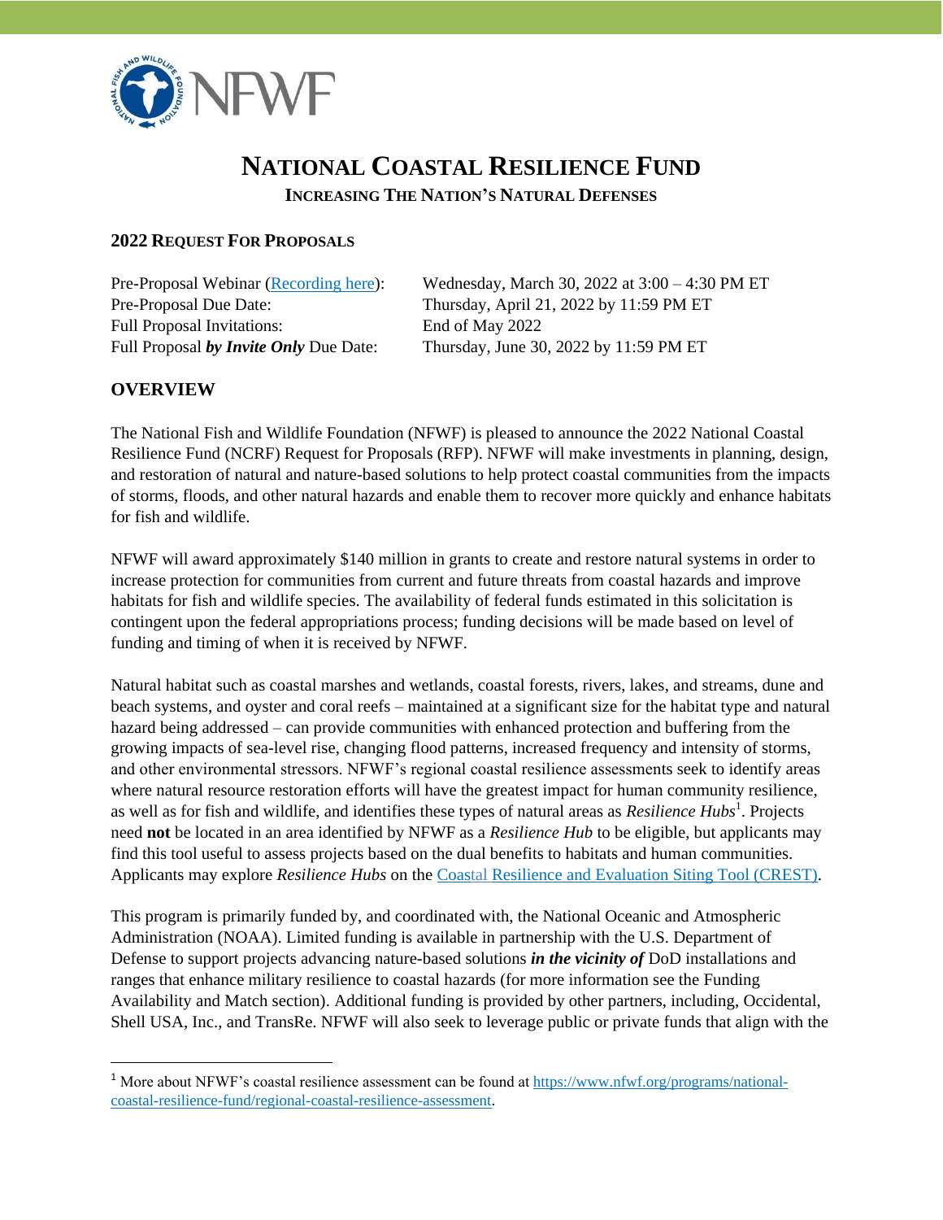# NATIONAL COASTAL RESILIENCE FUND

**INCREASING THE NATION'S NATURAL DEFENSES**

## 2022 REQUEST FOR PROPOSALS

| | |
|---|---|
| Pre-Proposal Webinar ([Recording here](#)): | Wednesday, March 30, 2022 at 3:00 – 4:30 PM ET |
| Pre-Proposal Due Date: | Thursday, April 21, 2022 by 11:59 PM ET |
| Full Proposal Invitations: | End of May 2022 |
| Full Proposal ***by Invite Only*** Due Date: | Thursday, June 30, 2022 by 11:59 PM ET |

## OVERVIEW

The National Fish and Wildlife Foundation (NFWF) is pleased to announce the 2022 National Coastal Resilience Fund (NCRF) Request for Proposals (RFP). NFWF will make investments in planning, design, and restoration of natural and nature-based solutions to help protect coastal communities from the impacts of storms, floods, and other natural hazards and enable them to recover more quickly and enhance habitats for fish and wildlife.

NFWF will award approximately $140 million in grants to create and restore natural systems in order to increase protection for communities from current and future threats from coastal hazards and improve habitats for fish and wildlife species. The availability of federal funds estimated in this solicitation is contingent upon the federal appropriations process; funding decisions will be made based on level of funding and timing of when it is received by NFWF.

Natural habitat such as coastal marshes and wetlands, coastal forests, rivers, lakes, and streams, dune and beach systems, and oyster and coral reefs – maintained at a significant size for the habitat type and natural hazard being addressed – can provide communities with enhanced protection and buffering from the growing impacts of sea-level rise, changing flood patterns, increased frequency and intensity of storms, and other environmental stressors. NFWF's regional coastal resilience assessments seek to identify areas where natural resource restoration efforts will have the greatest impact for human community resilience, as well as for fish and wildlife, and identifies these types of natural areas as *Resilience Hubs*[1]. Projects need **not** be located in an area identified by NFWF as a *Resilience Hub* to be eligible, but applicants may find this tool useful to assess projects based on the dual benefits to habitats and human communities. Applicants may explore *Resilience Hubs* on the [Coastal Resilience and Evaluation Siting Tool (CREST)](#).

This program is primarily funded by, and coordinated with, the National Oceanic and Atmospheric Administration (NOAA). Limited funding is available in partnership with the U.S. Department of Defense to support projects advancing nature-based solutions ***in the vicinity of*** DoD installations and ranges that enhance military resilience to coastal hazards (for more information see the Funding Availability and Match section). Additional funding is provided by other partners, including, Occidental, Shell USA, Inc., and TransRe. NFWF will also seek to leverage public or private funds that align with the

---

[1] More about NFWF's coastal resilience assessment can be found at https://www.nfwf.org/programs/national-coastal-resilience-fund/regional-coastal-resilience-assessment.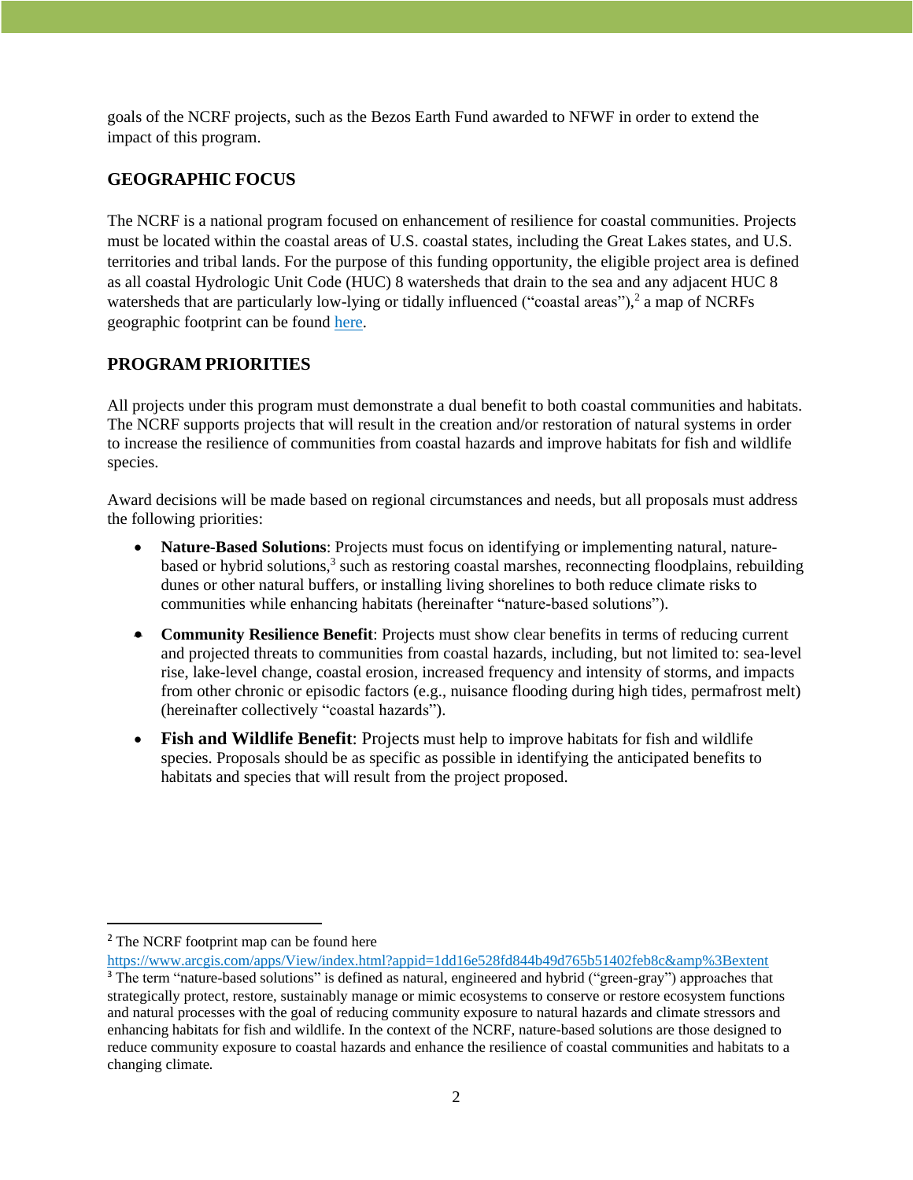goals of the NCRF projects, such as the Bezos Earth Fund awarded to NFWF in order to extend the impact of this program.

## GEOGRAPHIC FOCUS

The NCRF is a national program focused on enhancement of resilience for coastal communities. Projects must be located within the coastal areas of U.S. coastal states, including the Great Lakes states, and U.S. territories and tribal lands. For the purpose of this funding opportunity, the eligible project area is defined as all coastal Hydrologic Unit Code (HUC) 8 watersheds that drain to the sea and any adjacent HUC 8 watersheds that are particularly low-lying or tidally influenced ("coastal areas"),[2] a map of NCRFs geographic footprint can be found here.

## PROGRAM PRIORITIES

All projects under this program must demonstrate a dual benefit to both coastal communities and habitats. The NCRF supports projects that will result in the creation and/or restoration of natural systems in order to increase the resilience of communities from coastal hazards and improve habitats for fish and wildlife species.

Award decisions will be made based on regional circumstances and needs, but all proposals must address the following priorities:

- **Nature-Based Solutions**: Projects must focus on identifying or implementing natural, nature-based or hybrid solutions,[3] such as restoring coastal marshes, reconnecting floodplains, rebuilding dunes or other natural buffers, or installing living shorelines to both reduce climate risks to communities while enhancing habitats (hereinafter "nature-based solutions").
- **Community Resilience Benefit**: Projects must show clear benefits in terms of reducing current and projected threats to communities from coastal hazards, including, but not limited to: sea-level rise, lake-level change, coastal erosion, increased frequency and intensity of storms, and impacts from other chronic or episodic factors (e.g., nuisance flooding during high tides, permafrost melt) (hereinafter collectively "coastal hazards").
- **Fish and Wildlife Benefit**: Projects must help to improve habitats for fish and wildlife species. Proposals should be as specific as possible in identifying the anticipated benefits to habitats and species that will result from the project proposed.

---

[2] The NCRF footprint map can be found here https://www.arcgis.com/apps/View/index.html?appid=1dd16e528fd844b49d765b51402feb8c&amp%3Bextent

[3] The term "nature-based solutions" is defined as natural, engineered and hybrid ("green-gray") approaches that strategically protect, restore, sustainably manage or mimic ecosystems to conserve or restore ecosystem functions and natural processes with the goal of reducing community exposure to natural hazards and climate stressors and enhancing habitats for fish and wildlife. In the context of the NCRF, nature-based solutions are those designed to reduce community exposure to coastal hazards and enhance the resilience of coastal communities and habitats to a changing climate.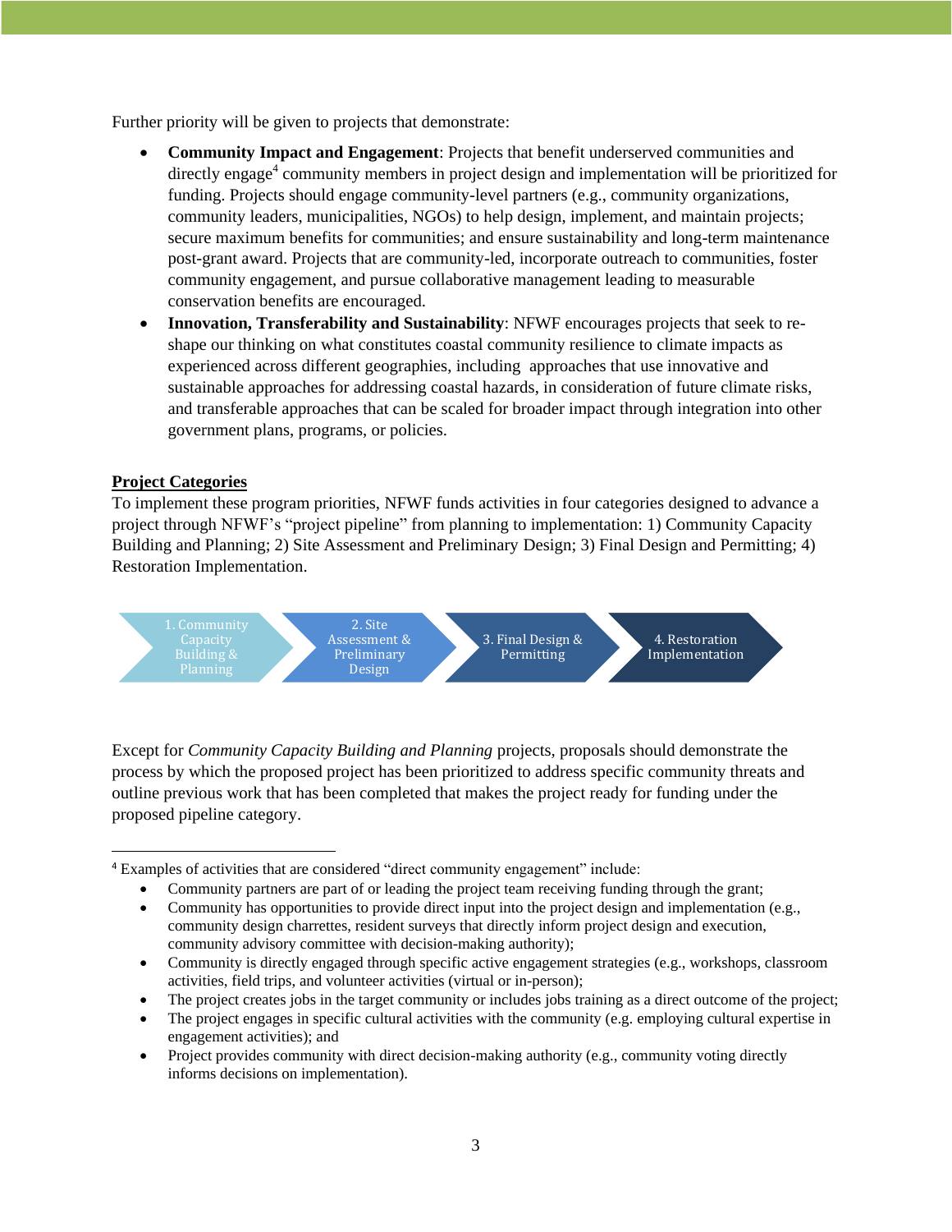Further priority will be given to projects that demonstrate:

- **Community Impact and Engagement**: Projects that benefit underserved communities and directly engage[4] community members in project design and implementation will be prioritized for funding. Projects should engage community-level partners (e.g., community organizations, community leaders, municipalities, NGOs) to help design, implement, and maintain projects; secure maximum benefits for communities; and ensure sustainability and long-term maintenance post-grant award. Projects that are community-led, incorporate outreach to communities, foster community engagement, and pursue collaborative management leading to measurable conservation benefits are encouraged.
- **Innovation, Transferability and Sustainability**: NFWF encourages projects that seek to re-shape our thinking on what constitutes coastal community resilience to climate impacts as experienced across different geographies, including approaches that use innovative and sustainable approaches for addressing coastal hazards, in consideration of future climate risks, and transferable approaches that can be scaled for broader impact through integration into other government plans, programs, or policies.

**<u>Project Categories</u>**

To implement these program priorities, NFWF funds activities in four categories designed to advance a project through NFWF's "project pipeline" from planning to implementation: 1) Community Capacity Building and Planning; 2) Site Assessment and Preliminary Design; 3) Final Design and Permitting; 4) Restoration Implementation.

1. Community Capacity Building & Planning → 2. Site Assessment & Preliminary Design → 3. Final Design & Permitting → 4. Restoration Implementation

Except for *Community Capacity Building and Planning* projects, proposals should demonstrate the process by which the proposed project has been prioritized to address specific community threats and outline previous work that has been completed that makes the project ready for funding under the proposed pipeline category.

---

[4] Examples of activities that are considered "direct community engagement" include:

- Community partners are part of or leading the project team receiving funding through the grant;
- Community has opportunities to provide direct input into the project design and implementation (e.g., community design charrettes, resident surveys that directly inform project design and execution, community advisory committee with decision-making authority);
- Community is directly engaged through specific active engagement strategies (e.g., workshops, classroom activities, field trips, and volunteer activities (virtual or in-person);
- The project creates jobs in the target community or includes jobs training as a direct outcome of the project;
- The project engages in specific cultural activities with the community (e.g. employing cultural expertise in engagement activities); and
- Project provides community with direct decision-making authority (e.g., community voting directly informs decisions on implementation).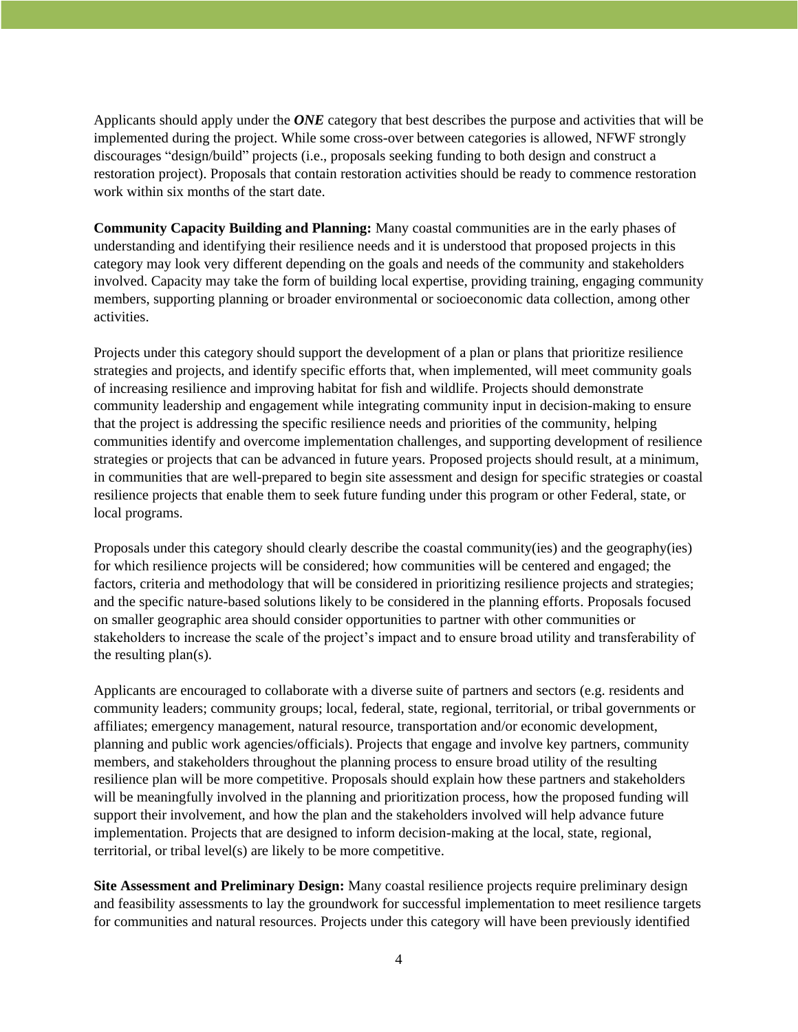Applicants should apply under the ***ONE*** category that best describes the purpose and activities that will be implemented during the project. While some cross-over between categories is allowed, NFWF strongly discourages "design/build" projects (i.e., proposals seeking funding to both design and construct a restoration project). Proposals that contain restoration activities should be ready to commence restoration work within six months of the start date.

**Community Capacity Building and Planning:** Many coastal communities are in the early phases of understanding and identifying their resilience needs and it is understood that proposed projects in this category may look very different depending on the goals and needs of the community and stakeholders involved. Capacity may take the form of building local expertise, providing training, engaging community members, supporting planning or broader environmental or socioeconomic data collection, among other activities.

Projects under this category should support the development of a plan or plans that prioritize resilience strategies and projects, and identify specific efforts that, when implemented, will meet community goals of increasing resilience and improving habitat for fish and wildlife. Projects should demonstrate community leadership and engagement while integrating community input in decision-making to ensure that the project is addressing the specific resilience needs and priorities of the community, helping communities identify and overcome implementation challenges, and supporting development of resilience strategies or projects that can be advanced in future years. Proposed projects should result, at a minimum, in communities that are well-prepared to begin site assessment and design for specific strategies or coastal resilience projects that enable them to seek future funding under this program or other Federal, state, or local programs.

Proposals under this category should clearly describe the coastal community(ies) and the geography(ies) for which resilience projects will be considered; how communities will be centered and engaged; the factors, criteria and methodology that will be considered in prioritizing resilience projects and strategies; and the specific nature-based solutions likely to be considered in the planning efforts. Proposals focused on smaller geographic area should consider opportunities to partner with other communities or stakeholders to increase the scale of the project's impact and to ensure broad utility and transferability of the resulting plan(s).

Applicants are encouraged to collaborate with a diverse suite of partners and sectors (e.g. residents and community leaders; community groups; local, federal, state, regional, territorial, or tribal governments or affiliates; emergency management, natural resource, transportation and/or economic development, planning and public work agencies/officials). Projects that engage and involve key partners, community members, and stakeholders throughout the planning process to ensure broad utility of the resulting resilience plan will be more competitive. Proposals should explain how these partners and stakeholders will be meaningfully involved in the planning and prioritization process, how the proposed funding will support their involvement, and how the plan and the stakeholders involved will help advance future implementation. Projects that are designed to inform decision-making at the local, state, regional, territorial, or tribal level(s) are likely to be more competitive.

**Site Assessment and Preliminary Design:** Many coastal resilience projects require preliminary design and feasibility assessments to lay the groundwork for successful implementation to meet resilience targets for communities and natural resources. Projects under this category will have been previously identified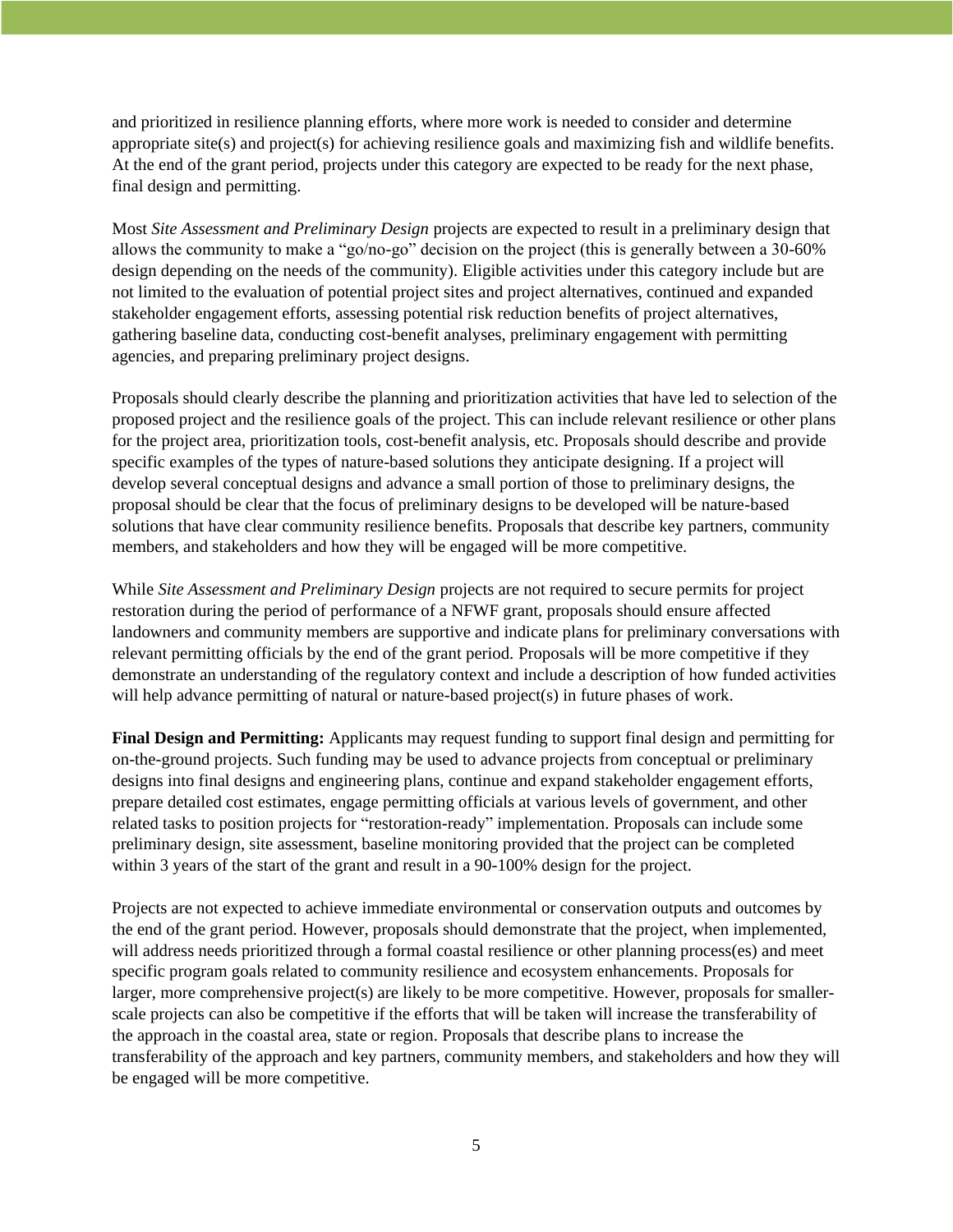and prioritized in resilience planning efforts, where more work is needed to consider and determine appropriate site(s) and project(s) for achieving resilience goals and maximizing fish and wildlife benefits. At the end of the grant period, projects under this category are expected to be ready for the next phase, final design and permitting.

Most *Site Assessment and Preliminary Design* projects are expected to result in a preliminary design that allows the community to make a "go/no-go" decision on the project (this is generally between a 30-60% design depending on the needs of the community). Eligible activities under this category include but are not limited to the evaluation of potential project sites and project alternatives, continued and expanded stakeholder engagement efforts, assessing potential risk reduction benefits of project alternatives, gathering baseline data, conducting cost-benefit analyses, preliminary engagement with permitting agencies, and preparing preliminary project designs.

Proposals should clearly describe the planning and prioritization activities that have led to selection of the proposed project and the resilience goals of the project. This can include relevant resilience or other plans for the project area, prioritization tools, cost-benefit analysis, etc. Proposals should describe and provide specific examples of the types of nature-based solutions they anticipate designing. If a project will develop several conceptual designs and advance a small portion of those to preliminary designs, the proposal should be clear that the focus of preliminary designs to be developed will be nature-based solutions that have clear community resilience benefits. Proposals that describe key partners, community members, and stakeholders and how they will be engaged will be more competitive.

While *Site Assessment and Preliminary Design* projects are not required to secure permits for project restoration during the period of performance of a NFWF grant, proposals should ensure affected landowners and community members are supportive and indicate plans for preliminary conversations with relevant permitting officials by the end of the grant period. Proposals will be more competitive if they demonstrate an understanding of the regulatory context and include a description of how funded activities will help advance permitting of natural or nature-based project(s) in future phases of work.

**Final Design and Permitting:** Applicants may request funding to support final design and permitting for on-the-ground projects. Such funding may be used to advance projects from conceptual or preliminary designs into final designs and engineering plans, continue and expand stakeholder engagement efforts, prepare detailed cost estimates, engage permitting officials at various levels of government, and other related tasks to position projects for "restoration-ready" implementation. Proposals can include some preliminary design, site assessment, baseline monitoring provided that the project can be completed within 3 years of the start of the grant and result in a 90-100% design for the project.

Projects are not expected to achieve immediate environmental or conservation outputs and outcomes by the end of the grant period. However, proposals should demonstrate that the project, when implemented, will address needs prioritized through a formal coastal resilience or other planning process(es) and meet specific program goals related to community resilience and ecosystem enhancements. Proposals for larger, more comprehensive project(s) are likely to be more competitive. However, proposals for smaller-scale projects can also be competitive if the efforts that will be taken will increase the transferability of the approach in the coastal area, state or region. Proposals that describe plans to increase the transferability of the approach and key partners, community members, and stakeholders and how they will be engaged will be more competitive.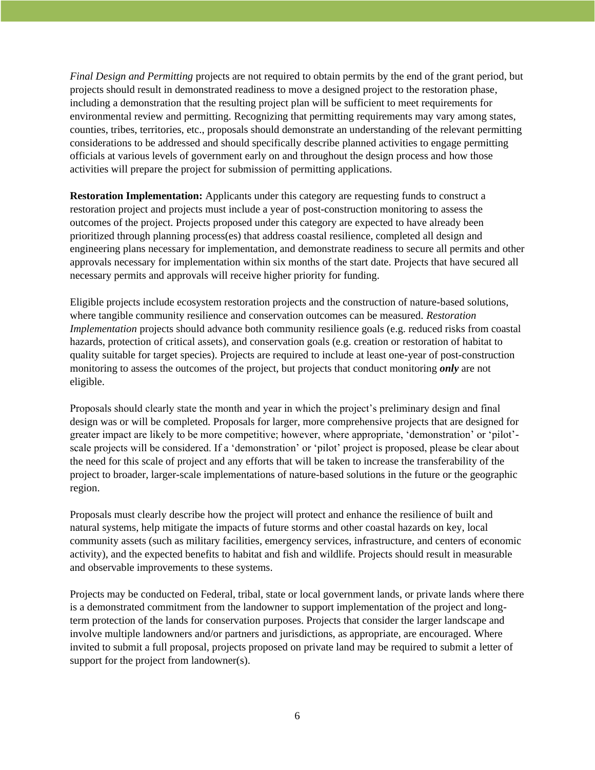*Final Design and Permitting* projects are not required to obtain permits by the end of the grant period, but projects should result in demonstrated readiness to move a designed project to the restoration phase, including a demonstration that the resulting project plan will be sufficient to meet requirements for environmental review and permitting. Recognizing that permitting requirements may vary among states, counties, tribes, territories, etc., proposals should demonstrate an understanding of the relevant permitting considerations to be addressed and should specifically describe planned activities to engage permitting officials at various levels of government early on and throughout the design process and how those activities will prepare the project for submission of permitting applications.

**Restoration Implementation:** Applicants under this category are requesting funds to construct a restoration project and projects must include a year of post-construction monitoring to assess the outcomes of the project. Projects proposed under this category are expected to have already been prioritized through planning process(es) that address coastal resilience, completed all design and engineering plans necessary for implementation, and demonstrate readiness to secure all permits and other approvals necessary for implementation within six months of the start date. Projects that have secured all necessary permits and approvals will receive higher priority for funding.

Eligible projects include ecosystem restoration projects and the construction of nature-based solutions, where tangible community resilience and conservation outcomes can be measured. *Restoration Implementation* projects should advance both community resilience goals (e.g. reduced risks from coastal hazards, protection of critical assets), and conservation goals (e.g. creation or restoration of habitat to quality suitable for target species). Projects are required to include at least one-year of post-construction monitoring to assess the outcomes of the project, but projects that conduct monitoring ***only*** are not eligible.

Proposals should clearly state the month and year in which the project's preliminary design and final design was or will be completed. Proposals for larger, more comprehensive projects that are designed for greater impact are likely to be more competitive; however, where appropriate, 'demonstration' or 'pilot'-scale projects will be considered. If a 'demonstration' or 'pilot' project is proposed, please be clear about the need for this scale of project and any efforts that will be taken to increase the transferability of the project to broader, larger-scale implementations of nature-based solutions in the future or the geographic region.

Proposals must clearly describe how the project will protect and enhance the resilience of built and natural systems, help mitigate the impacts of future storms and other coastal hazards on key, local community assets (such as military facilities, emergency services, infrastructure, and centers of economic activity), and the expected benefits to habitat and fish and wildlife. Projects should result in measurable and observable improvements to these systems.

Projects may be conducted on Federal, tribal, state or local government lands, or private lands where there is a demonstrated commitment from the landowner to support implementation of the project and long-term protection of the lands for conservation purposes. Projects that consider the larger landscape and involve multiple landowners and/or partners and jurisdictions, as appropriate, are encouraged. Where invited to submit a full proposal, projects proposed on private land may be required to submit a letter of support for the project from landowner(s).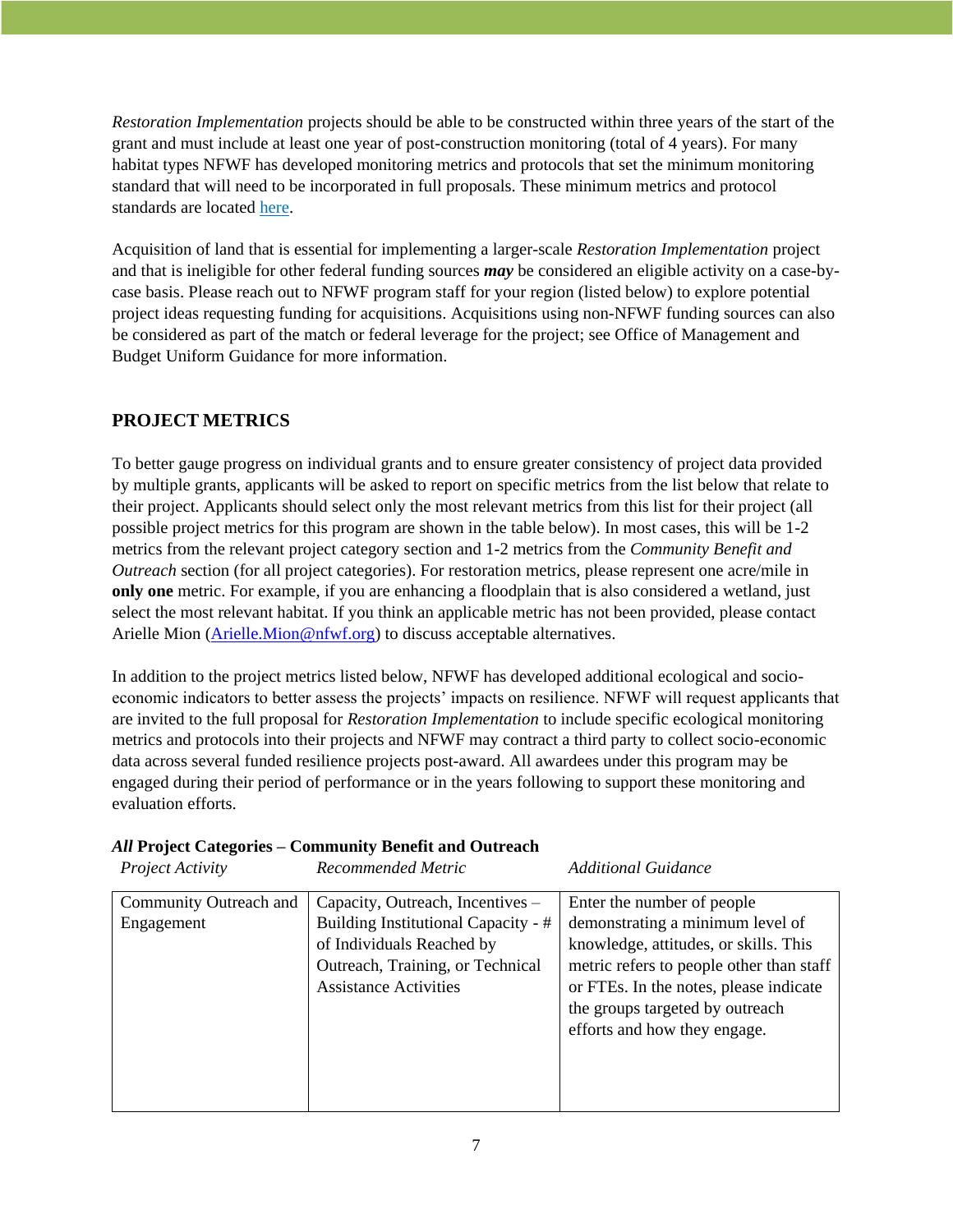*Restoration Implementation* projects should be able to be constructed within three years of the start of the grant and must include at least one year of post-construction monitoring (total of 4 years). For many habitat types NFWF has developed monitoring metrics and protocols that set the minimum monitoring standard that will need to be incorporated in full proposals. These minimum metrics and protocol standards are located [here](#).

Acquisition of land that is essential for implementing a larger-scale *Restoration Implementation* project and that is ineligible for other federal funding sources ***may*** be considered an eligible activity on a case-by-case basis. Please reach out to NFWF program staff for your region (listed below) to explore potential project ideas requesting funding for acquisitions. Acquisitions using non-NFWF funding sources can also be considered as part of the match or federal leverage for the project; see Office of Management and Budget Uniform Guidance for more information.

## PROJECT METRICS

To better gauge progress on individual grants and to ensure greater consistency of project data provided by multiple grants, applicants will be asked to report on specific metrics from the list below that relate to their project. Applicants should select only the most relevant metrics from this list for their project (all possible project metrics for this program are shown in the table below). In most cases, this will be 1-2 metrics from the relevant project category section and 1-2 metrics from the *Community Benefit and Outreach* section (for all project categories). For restoration metrics, please represent one acre/mile in **only one** metric. For example, if you are enhancing a floodplain that is also considered a wetland, just select the most relevant habitat. If you think an applicable metric has not been provided, please contact Arielle Mion ([Arielle.Mion@nfwf.org](mailto:Arielle.Mion@nfwf.org)) to discuss acceptable alternatives.

In addition to the project metrics listed below, NFWF has developed additional ecological and socio-economic indicators to better assess the projects' impacts on resilience. NFWF will request applicants that are invited to the full proposal for *Restoration Implementation* to include specific ecological monitoring metrics and protocols into their projects and NFWF may contract a third party to collect socio-economic data across several funded resilience projects post-award. All awardees under this program may be engaged during their period of performance or in the years following to support these monitoring and evaluation efforts.

***All* Project Categories – Community Benefit and Outreach**

| *Project Activity* | *Recommended Metric* | *Additional Guidance* |
|---|---|---|
| Community Outreach and Engagement | Capacity, Outreach, Incentives – Building Institutional Capacity - # of Individuals Reached by Outreach, Training, or Technical Assistance Activities | Enter the number of people demonstrating a minimum level of knowledge, attitudes, or skills. This metric refers to people other than staff or FTEs. In the notes, please indicate the groups targeted by outreach efforts and how they engage. |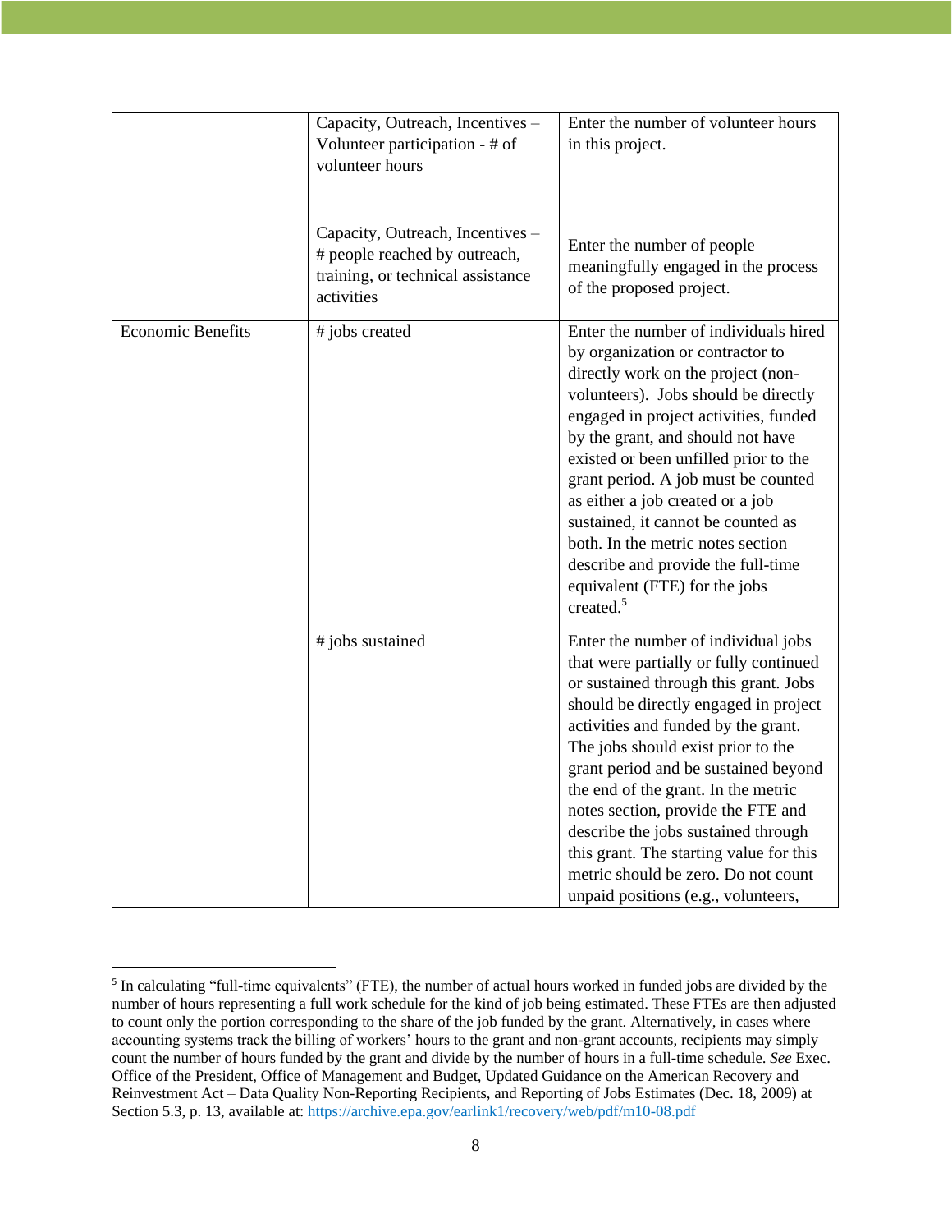| | | |
|---|---|---|
| | Capacity, Outreach, Incentives – Volunteer participation - # of volunteer hours | Enter the number of volunteer hours in this project. |
| | Capacity, Outreach, Incentives – # people reached by outreach, training, or technical assistance activities | Enter the number of people meaningfully engaged in the process of the proposed project. |
| Economic Benefits | # jobs created | Enter the number of individuals hired by organization or contractor to directly work on the project (non-volunteers). Jobs should be directly engaged in project activities, funded by the grant, and should not have existed or been unfilled prior to the grant period. A job must be counted as either a job created or a job sustained, it cannot be counted as both. In the metric notes section describe and provide the full-time equivalent (FTE) for the jobs created.[5] |
| | # jobs sustained | Enter the number of individual jobs that were partially or fully continued or sustained through this grant. Jobs should be directly engaged in project activities and funded by the grant. The jobs should exist prior to the grant period and be sustained beyond the end of the grant. In the metric notes section, provide the FTE and describe the jobs sustained through this grant. The starting value for this metric should be zero. Do not count unpaid positions (e.g., volunteers, |

[5] In calculating "full-time equivalents" (FTE), the number of actual hours worked in funded jobs are divided by the number of hours representing a full work schedule for the kind of job being estimated. These FTEs are then adjusted to count only the portion corresponding to the share of the job funded by the grant. Alternatively, in cases where accounting systems track the billing of workers' hours to the grant and non-grant accounts, recipients may simply count the number of hours funded by the grant and divide by the number of hours in a full-time schedule. *See* Exec. Office of the President, Office of Management and Budget, Updated Guidance on the American Recovery and Reinvestment Act – Data Quality Non-Reporting Recipients, and Reporting of Jobs Estimates (Dec. 18, 2009) at Section 5.3, p. 13, available at: https://archive.epa.gov/earlink1/recovery/web/pdf/m10-08.pdf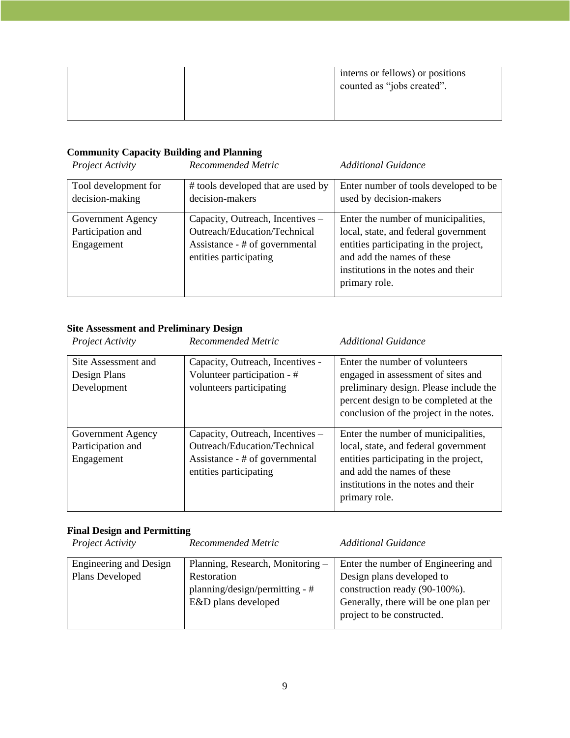| | | interns or fellows) or positions counted as "jobs created". |
|---|---|---|

**Community Capacity Building and Planning**

| *Project Activity* | *Recommended Metric* | *Additional Guidance* |
|---|---|---|
| Tool development for decision-making | # tools developed that are used by decision-makers | Enter number of tools developed to be used by decision-makers |
| Government Agency Participation and Engagement | Capacity, Outreach, Incentives – Outreach/Education/Technical Assistance - # of governmental entities participating | Enter the number of municipalities, local, state, and federal government entities participating in the project, and add the names of these institutions in the notes and their primary role. |

**Site Assessment and Preliminary Design**

| *Project Activity* | *Recommended Metric* | *Additional Guidance* |
|---|---|---|
| Site Assessment and Design Plans Development | Capacity, Outreach, Incentives - Volunteer participation - # volunteers participating | Enter the number of volunteers engaged in assessment of sites and preliminary design. Please include the percent design to be completed at the conclusion of the project in the notes. |
| Government Agency Participation and Engagement | Capacity, Outreach, Incentives – Outreach/Education/Technical Assistance - # of governmental entities participating | Enter the number of municipalities, local, state, and federal government entities participating in the project, and add the names of these institutions in the notes and their primary role. |

**Final Design and Permitting**

| *Project Activity* | *Recommended Metric* | *Additional Guidance* |
|---|---|---|
| Engineering and Design Plans Developed | Planning, Research, Monitoring – Restoration planning/design/permitting - # E&D plans developed | Enter the number of Engineering and Design plans developed to construction ready (90-100%). Generally, there will be one plan per project to be constructed. |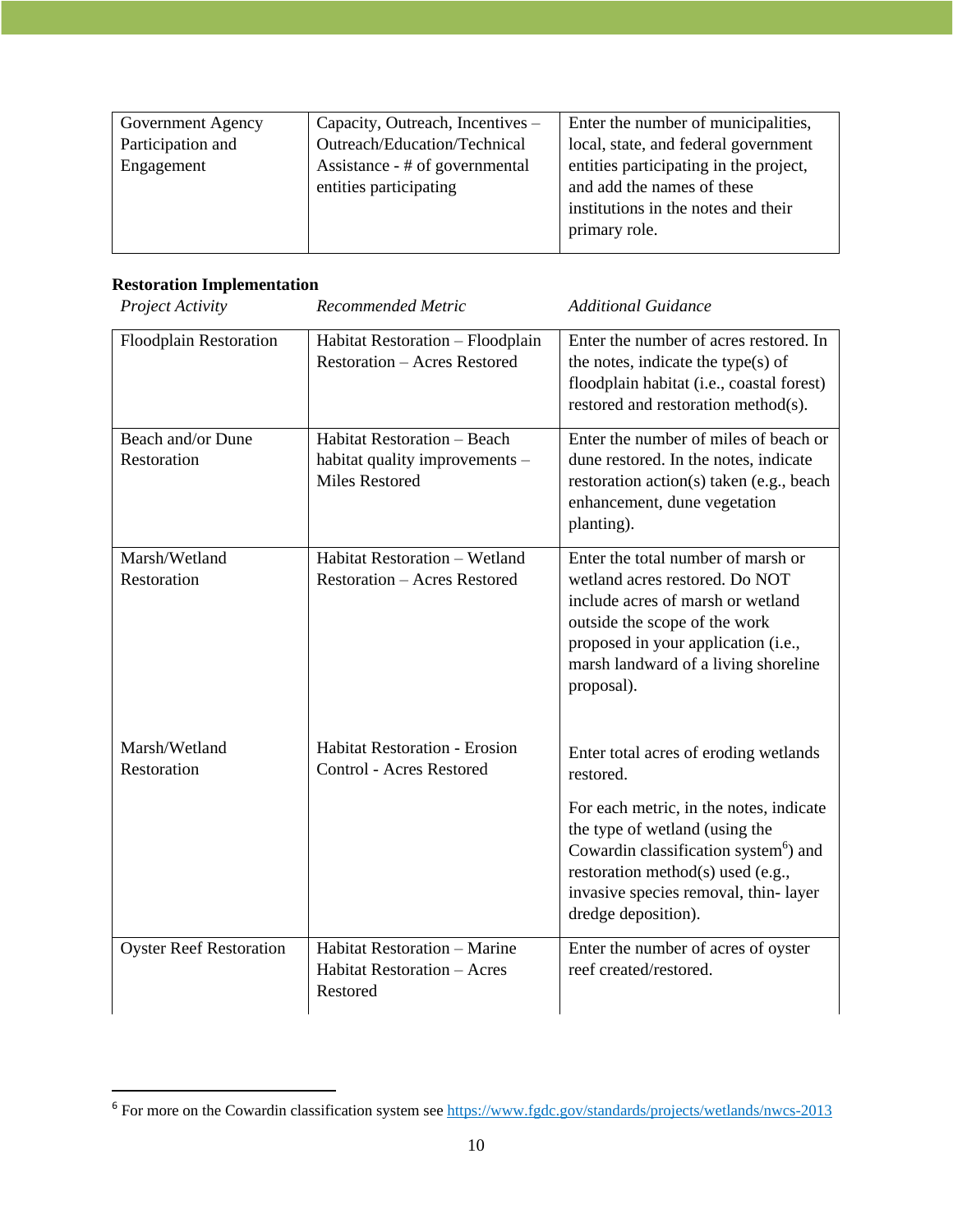| Government Agency Participation and Engagement | Capacity, Outreach, Incentives – Outreach/Education/Technical Assistance - # of governmental entities participating | Enter the number of municipalities, local, state, and federal government entities participating in the project, and add the names of these institutions in the notes and their primary role. |
|---|---|---|

**Restoration Implementation**

| *Project Activity* | *Recommended Metric* | *Additional Guidance* |
|---|---|---|
| Floodplain Restoration | Habitat Restoration – Floodplain Restoration – Acres Restored | Enter the number of acres restored. In the notes, indicate the type(s) of floodplain habitat (i.e., coastal forest) restored and restoration method(s). |
| Beach and/or Dune Restoration | Habitat Restoration – Beach habitat quality improvements – Miles Restored | Enter the number of miles of beach or dune restored. In the notes, indicate restoration action(s) taken (e.g., beach enhancement, dune vegetation planting). |
| Marsh/Wetland Restoration | Habitat Restoration – Wetland Restoration – Acres Restored | Enter the total number of marsh or wetland acres restored. Do NOT include acres of marsh or wetland outside the scope of the work proposed in your application (i.e., marsh landward of a living shoreline proposal). |
| Marsh/Wetland Restoration | Habitat Restoration - Erosion Control - Acres Restored | Enter total acres of eroding wetlands restored. For each metric, in the notes, indicate the type of wetland (using the Cowardin classification system[6]) and restoration method(s) used (e.g., invasive species removal, thin- layer dredge deposition). |
| Oyster Reef Restoration | Habitat Restoration – Marine Habitat Restoration – Acres Restored | Enter the number of acres of oyster reef created/restored. |

[6] For more on the Cowardin classification system see https://www.fgdc.gov/standards/projects/wetlands/nwcs-2013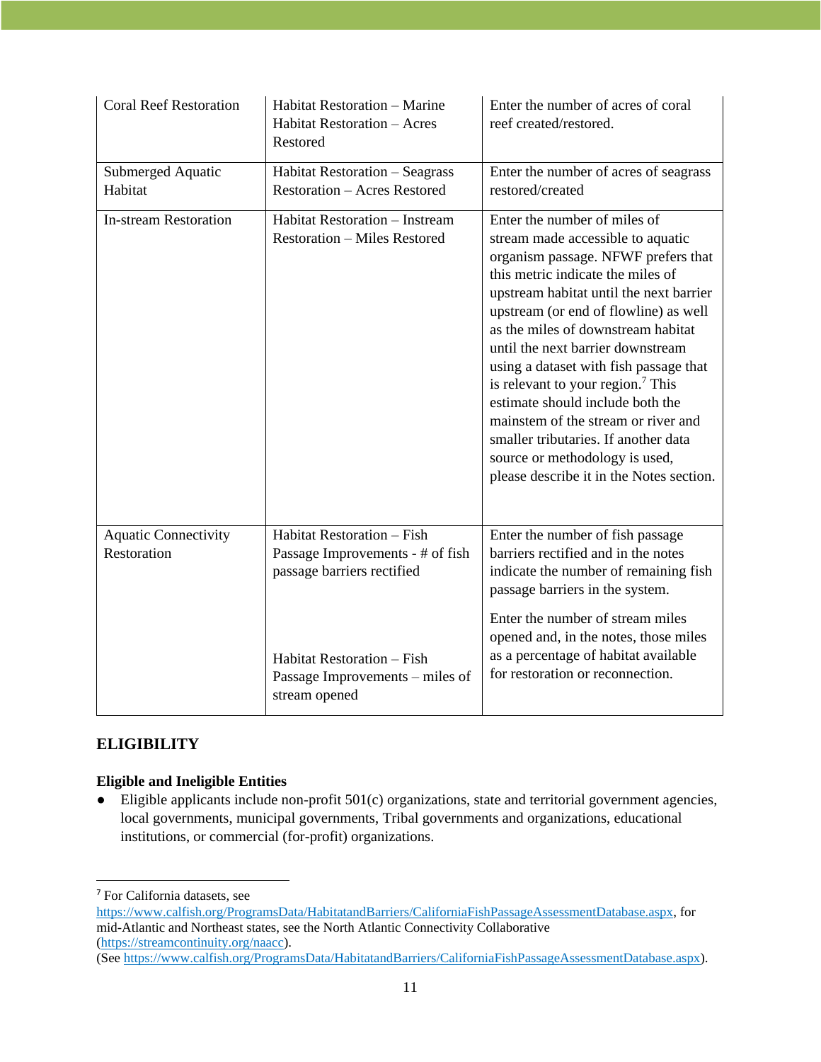| Coral Reef Restoration | Habitat Restoration – Marine Habitat Restoration – Acres Restored | Enter the number of acres of coral reef created/restored. |
|---|---|---|
| Submerged Aquatic Habitat | Habitat Restoration – Seagrass Restoration – Acres Restored | Enter the number of acres of seagrass restored/created |
| In-stream Restoration | Habitat Restoration – Instream Restoration – Miles Restored | Enter the number of miles of stream made accessible to aquatic organism passage. NFWF prefers that this metric indicate the miles of upstream habitat until the next barrier upstream (or end of flowline) as well as the miles of downstream habitat until the next barrier downstream using a dataset with fish passage that is relevant to your region.[7] This estimate should include both the mainstem of the stream or river and smaller tributaries. If another data source or methodology is used, please describe it in the Notes section. |
| Aquatic Connectivity Restoration | Habitat Restoration – Fish Passage Improvements - # of fish passage barriers rectified | Enter the number of fish passage barriers rectified and in the notes indicate the number of remaining fish passage barriers in the system. |
| | Habitat Restoration – Fish Passage Improvements – miles of stream opened | Enter the number of stream miles opened and, in the notes, those miles as a percentage of habitat available for restoration or reconnection. |

## ELIGIBILITY

### Eligible and Ineligible Entities

- Eligible applicants include non-profit 501(c) organizations, state and territorial government agencies, local governments, municipal governments, Tribal governments and organizations, educational institutions, or commercial (for-profit) organizations.

---

[7] For California datasets, see https://www.calfish.org/ProgramsData/HabitatandBarriers/CaliforniaFishPassageAssessmentDatabase.aspx, for mid-Atlantic and Northeast states, see the North Atlantic Connectivity Collaborative (https://streamcontinuity.org/naacc).
(See https://www.calfish.org/ProgramsData/HabitatandBarriers/CaliforniaFishPassageAssessmentDatabase.aspx).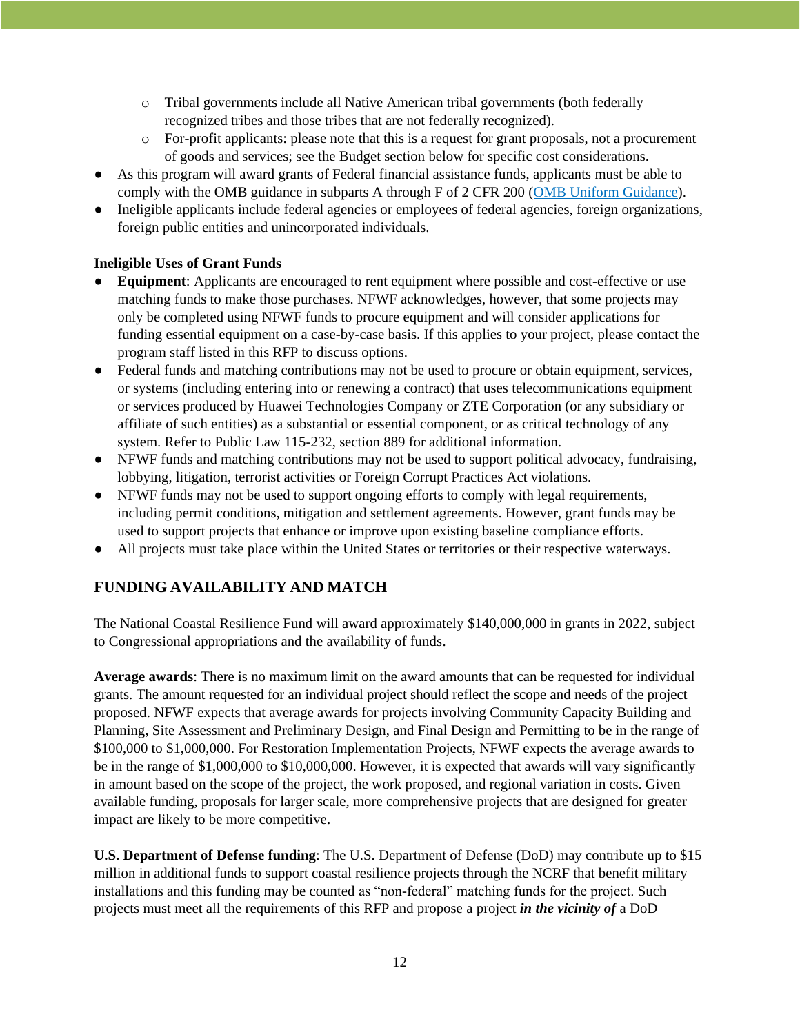- Tribal governments include all Native American tribal governments (both federally recognized tribes and those tribes that are not federally recognized).
    - For-profit applicants: please note that this is a request for grant proposals, not a procurement of goods and services; see the Budget section below for specific cost considerations.
- As this program will award grants of Federal financial assistance funds, applicants must be able to comply with the OMB guidance in subparts A through F of 2 CFR 200 ([OMB Uniform Guidance]()).
- Ineligible applicants include federal agencies or employees of federal agencies, foreign organizations, foreign public entities and unincorporated individuals.

**Ineligible Uses of Grant Funds**

- **Equipment**: Applicants are encouraged to rent equipment where possible and cost-effective or use matching funds to make those purchases. NFWF acknowledges, however, that some projects may only be completed using NFWF funds to procure equipment and will consider applications for funding essential equipment on a case-by-case basis. If this applies to your project, please contact the program staff listed in this RFP to discuss options.
- Federal funds and matching contributions may not be used to procure or obtain equipment, services, or systems (including entering into or renewing a contract) that uses telecommunications equipment or services produced by Huawei Technologies Company or ZTE Corporation (or any subsidiary or affiliate of such entities) as a substantial or essential component, or as critical technology of any system. Refer to Public Law 115-232, section 889 for additional information.
- NFWF funds and matching contributions may not be used to support political advocacy, fundraising, lobbying, litigation, terrorist activities or Foreign Corrupt Practices Act violations.
- NFWF funds may not be used to support ongoing efforts to comply with legal requirements, including permit conditions, mitigation and settlement agreements. However, grant funds may be used to support projects that enhance or improve upon existing baseline compliance efforts.
- All projects must take place within the United States or territories or their respective waterways.

## FUNDING AVAILABILITY AND MATCH

The National Coastal Resilience Fund will award approximately $140,000,000 in grants in 2022, subject to Congressional appropriations and the availability of funds.

**Average awards**: There is no maximum limit on the award amounts that can be requested for individual grants. The amount requested for an individual project should reflect the scope and needs of the project proposed. NFWF expects that average awards for projects involving Community Capacity Building and Planning, Site Assessment and Preliminary Design, and Final Design and Permitting to be in the range of $100,000 to $1,000,000. For Restoration Implementation Projects, NFWF expects the average awards to be in the range of $1,000,000 to $10,000,000. However, it is expected that awards will vary significantly in amount based on the scope of the project, the work proposed, and regional variation in costs. Given available funding, proposals for larger scale, more comprehensive projects that are designed for greater impact are likely to be more competitive.

**U.S. Department of Defense funding**: The U.S. Department of Defense (DoD) may contribute up to $15 million in additional funds to support coastal resilience projects through the NCRF that benefit military installations and this funding may be counted as "non-federal" matching funds for the project. Such projects must meet all the requirements of this RFP and propose a project ***in the vicinity of*** a DoD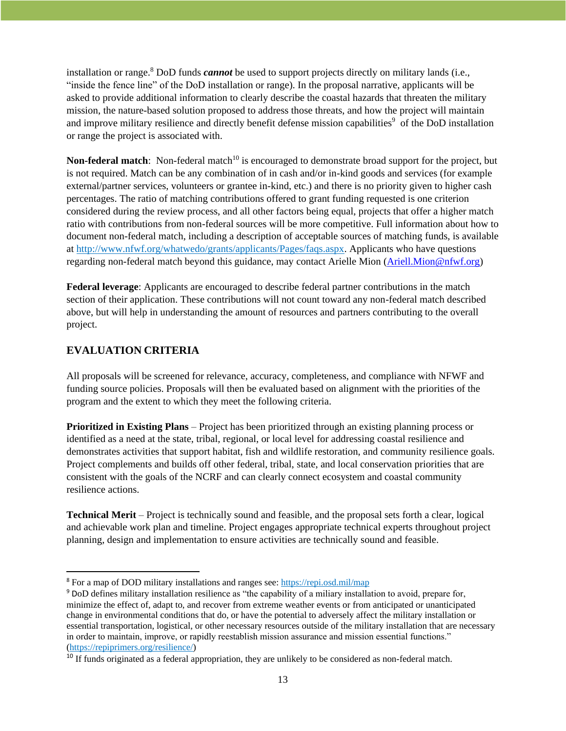installation or range.[8] DoD funds ***cannot*** be used to support projects directly on military lands (i.e., "inside the fence line" of the DoD installation or range). In the proposal narrative, applicants will be asked to provide additional information to clearly describe the coastal hazards that threaten the military mission, the nature-based solution proposed to address those threats, and how the project will maintain and improve military resilience and directly benefit defense mission capabilities[9] of the DoD installation or range the project is associated with.

**Non-federal match**: Non-federal match[10] is encouraged to demonstrate broad support for the project, but is not required. Match can be any combination of in cash and/or in-kind goods and services (for example external/partner services, volunteers or grantee in-kind, etc.) and there is no priority given to higher cash percentages. The ratio of matching contributions offered to grant funding requested is one criterion considered during the review process, and all other factors being equal, projects that offer a higher match ratio with contributions from non-federal sources will be more competitive. Full information about how to document non-federal match, including a description of acceptable sources of matching funds, is available at http://www.nfwf.org/whatwedo/grants/applicants/Pages/faqs.aspx. Applicants who have questions regarding non-federal match beyond this guidance, may contact Arielle Mion (Ariell.Mion@nfwf.org)

**Federal leverage**: Applicants are encouraged to describe federal partner contributions in the match section of their application. These contributions will not count toward any non-federal match described above, but will help in understanding the amount of resources and partners contributing to the overall project.

## EVALUATION CRITERIA

All proposals will be screened for relevance, accuracy, completeness, and compliance with NFWF and funding source policies. Proposals will then be evaluated based on alignment with the priorities of the program and the extent to which they meet the following criteria.

**Prioritized in Existing Plans** – Project has been prioritized through an existing planning process or identified as a need at the state, tribal, regional, or local level for addressing coastal resilience and demonstrates activities that support habitat, fish and wildlife restoration, and community resilience goals. Project complements and builds off other federal, tribal, state, and local conservation priorities that are consistent with the goals of the NCRF and can clearly connect ecosystem and coastal community resilience actions.

**Technical Merit** – Project is technically sound and feasible, and the proposal sets forth a clear, logical and achievable work plan and timeline. Project engages appropriate technical experts throughout project planning, design and implementation to ensure activities are technically sound and feasible.

---

[8] For a map of DOD military installations and ranges see: https://repi.osd.mil/map

[9] DoD defines military installation resilience as "the capability of a miliary installation to avoid, prepare for, minimize the effect of, adapt to, and recover from extreme weather events or from anticipated or unanticipated change in environmental conditions that do, or have the potential to adversely affect the military installation or essential transportation, logistical, or other necessary resources outside of the military installation that are necessary in order to maintain, improve, or rapidly reestablish mission assurance and mission essential functions." (https://repiprimers.org/resilience/)

[10] If funds originated as a federal appropriation, they are unlikely to be considered as non-federal match.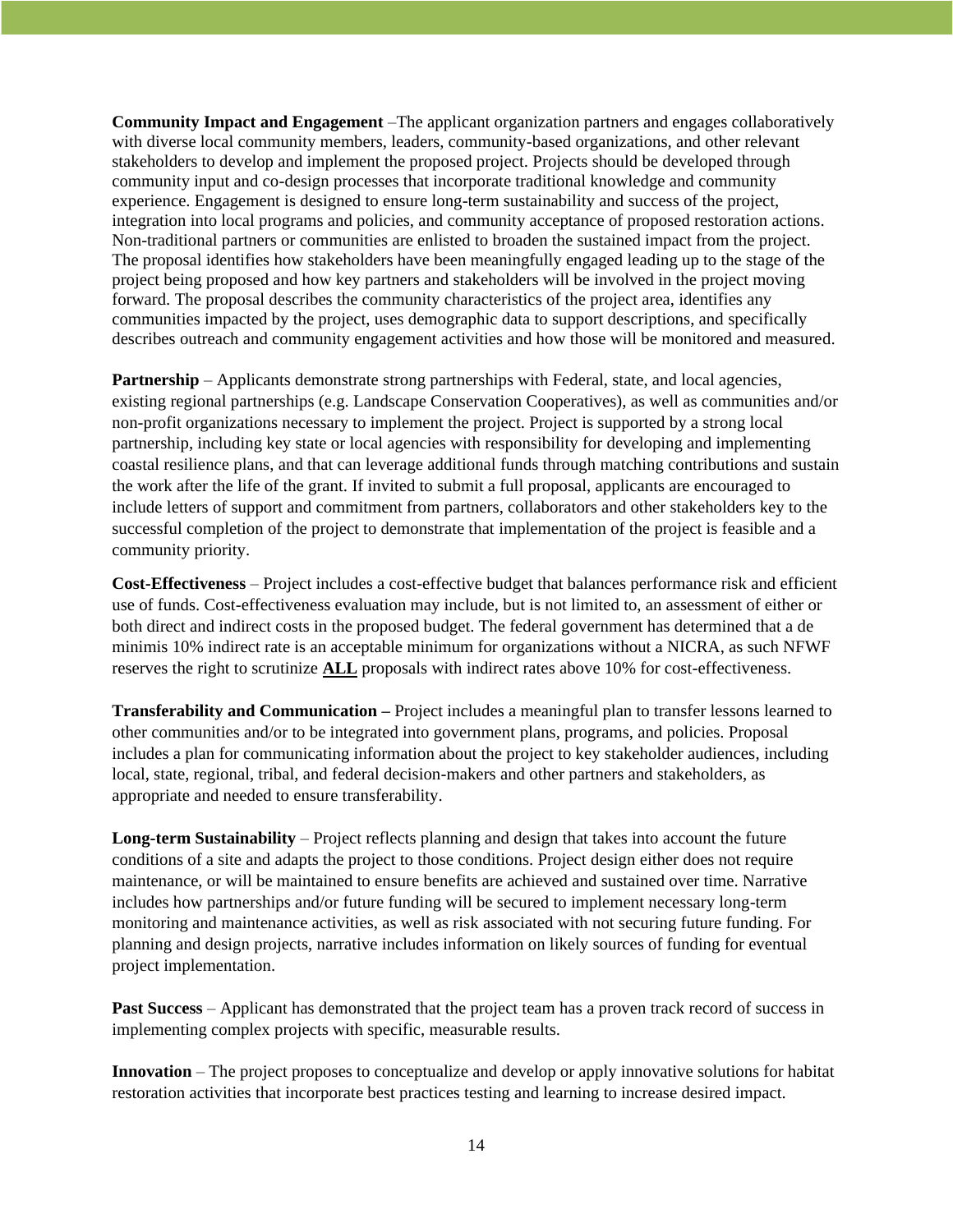**Community Impact and Engagement** –The applicant organization partners and engages collaboratively with diverse local community members, leaders, community-based organizations, and other relevant stakeholders to develop and implement the proposed project. Projects should be developed through community input and co-design processes that incorporate traditional knowledge and community experience. Engagement is designed to ensure long-term sustainability and success of the project, integration into local programs and policies, and community acceptance of proposed restoration actions. Non-traditional partners or communities are enlisted to broaden the sustained impact from the project. The proposal identifies how stakeholders have been meaningfully engaged leading up to the stage of the project being proposed and how key partners and stakeholders will be involved in the project moving forward. The proposal describes the community characteristics of the project area, identifies any communities impacted by the project, uses demographic data to support descriptions, and specifically describes outreach and community engagement activities and how those will be monitored and measured.

**Partnership** – Applicants demonstrate strong partnerships with Federal, state, and local agencies, existing regional partnerships (e.g. Landscape Conservation Cooperatives), as well as communities and/or non-profit organizations necessary to implement the project. Project is supported by a strong local partnership, including key state or local agencies with responsibility for developing and implementing coastal resilience plans, and that can leverage additional funds through matching contributions and sustain the work after the life of the grant. If invited to submit a full proposal, applicants are encouraged to include letters of support and commitment from partners, collaborators and other stakeholders key to the successful completion of the project to demonstrate that implementation of the project is feasible and a community priority.

**Cost-Effectiveness** – Project includes a cost-effective budget that balances performance risk and efficient use of funds. Cost-effectiveness evaluation may include, but is not limited to, an assessment of either or both direct and indirect costs in the proposed budget. The federal government has determined that a de minimis 10% indirect rate is an acceptable minimum for organizations without a NICRA, as such NFWF reserves the right to scrutinize **ALL** proposals with indirect rates above 10% for cost-effectiveness.

**Transferability and Communication –** Project includes a meaningful plan to transfer lessons learned to other communities and/or to be integrated into government plans, programs, and policies. Proposal includes a plan for communicating information about the project to key stakeholder audiences, including local, state, regional, tribal, and federal decision-makers and other partners and stakeholders, as appropriate and needed to ensure transferability.

**Long-term Sustainability** – Project reflects planning and design that takes into account the future conditions of a site and adapts the project to those conditions. Project design either does not require maintenance, or will be maintained to ensure benefits are achieved and sustained over time. Narrative includes how partnerships and/or future funding will be secured to implement necessary long-term monitoring and maintenance activities, as well as risk associated with not securing future funding. For planning and design projects, narrative includes information on likely sources of funding for eventual project implementation.

**Past Success** – Applicant has demonstrated that the project team has a proven track record of success in implementing complex projects with specific, measurable results.

**Innovation** – The project proposes to conceptualize and develop or apply innovative solutions for habitat restoration activities that incorporate best practices testing and learning to increase desired impact.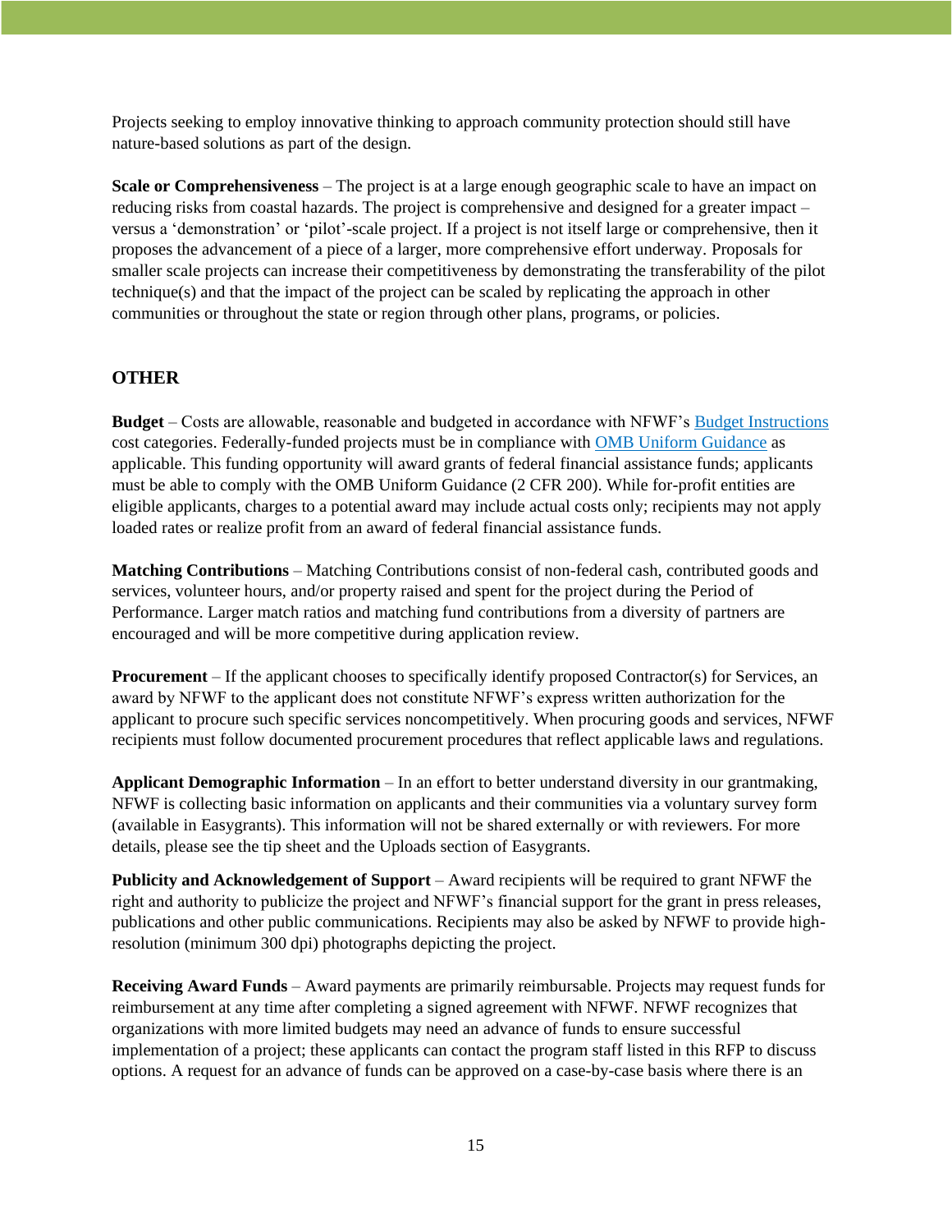Projects seeking to employ innovative thinking to approach community protection should still have nature-based solutions as part of the design.

**Scale or Comprehensiveness** – The project is at a large enough geographic scale to have an impact on reducing risks from coastal hazards. The project is comprehensive and designed for a greater impact – versus a 'demonstration' or 'pilot'-scale project. If a project is not itself large or comprehensive, then it proposes the advancement of a piece of a larger, more comprehensive effort underway. Proposals for smaller scale projects can increase their competitiveness by demonstrating the transferability of the pilot technique(s) and that the impact of the project can be scaled by replicating the approach in other communities or throughout the state or region through other plans, programs, or policies.

## OTHER

**Budget** – Costs are allowable, reasonable and budgeted in accordance with NFWF's Budget Instructions cost categories. Federally-funded projects must be in compliance with OMB Uniform Guidance as applicable. This funding opportunity will award grants of federal financial assistance funds; applicants must be able to comply with the OMB Uniform Guidance (2 CFR 200). While for-profit entities are eligible applicants, charges to a potential award may include actual costs only; recipients may not apply loaded rates or realize profit from an award of federal financial assistance funds.

**Matching Contributions** – Matching Contributions consist of non-federal cash, contributed goods and services, volunteer hours, and/or property raised and spent for the project during the Period of Performance. Larger match ratios and matching fund contributions from a diversity of partners are encouraged and will be more competitive during application review.

**Procurement** – If the applicant chooses to specifically identify proposed Contractor(s) for Services, an award by NFWF to the applicant does not constitute NFWF's express written authorization for the applicant to procure such specific services noncompetitively. When procuring goods and services, NFWF recipients must follow documented procurement procedures that reflect applicable laws and regulations.

**Applicant Demographic Information** – In an effort to better understand diversity in our grantmaking, NFWF is collecting basic information on applicants and their communities via a voluntary survey form (available in Easygrants). This information will not be shared externally or with reviewers. For more details, please see the tip sheet and the Uploads section of Easygrants.

**Publicity and Acknowledgement of Support** – Award recipients will be required to grant NFWF the right and authority to publicize the project and NFWF's financial support for the grant in press releases, publications and other public communications. Recipients may also be asked by NFWF to provide high-resolution (minimum 300 dpi) photographs depicting the project.

**Receiving Award Funds** – Award payments are primarily reimbursable. Projects may request funds for reimbursement at any time after completing a signed agreement with NFWF. NFWF recognizes that organizations with more limited budgets may need an advance of funds to ensure successful implementation of a project; these applicants can contact the program staff listed in this RFP to discuss options. A request for an advance of funds can be approved on a case-by-case basis where there is an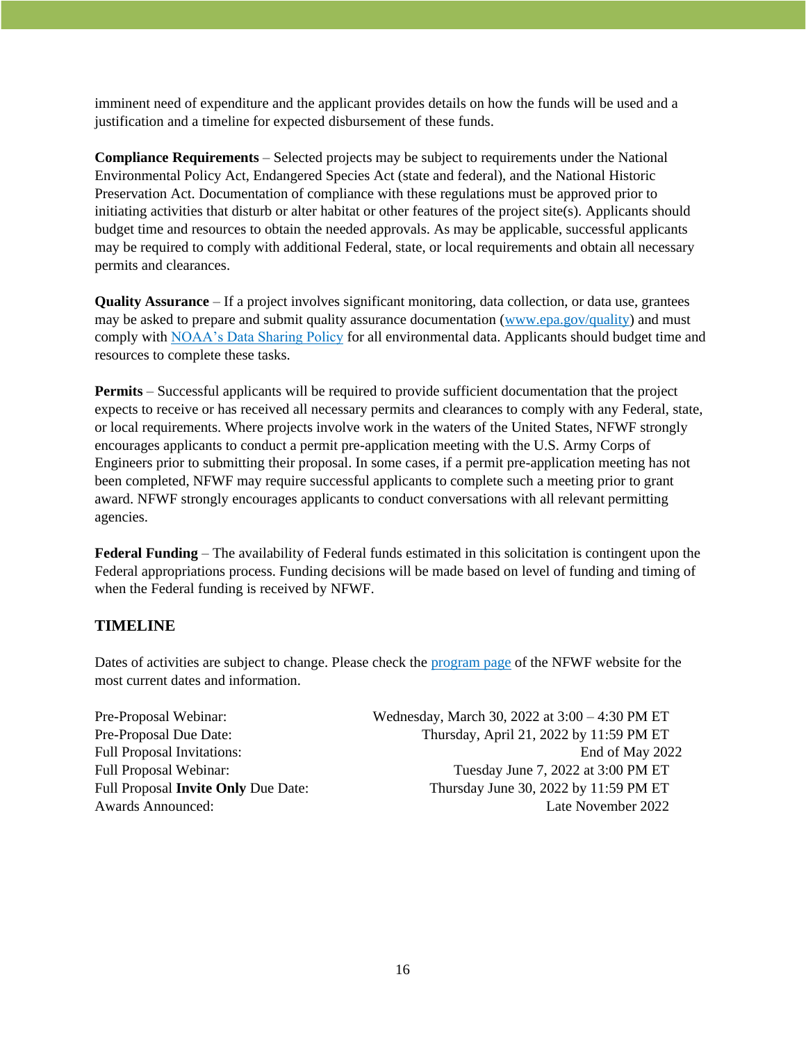imminent need of expenditure and the applicant provides details on how the funds will be used and a justification and a timeline for expected disbursement of these funds.

**Compliance Requirements** – Selected projects may be subject to requirements under the National Environmental Policy Act, Endangered Species Act (state and federal), and the National Historic Preservation Act. Documentation of compliance with these regulations must be approved prior to initiating activities that disturb or alter habitat or other features of the project site(s). Applicants should budget time and resources to obtain the needed approvals. As may be applicable, successful applicants may be required to comply with additional Federal, state, or local requirements and obtain all necessary permits and clearances.

**Quality Assurance** – If a project involves significant monitoring, data collection, or data use, grantees may be asked to prepare and submit quality assurance documentation (www.epa.gov/quality) and must comply with NOAA's Data Sharing Policy for all environmental data. Applicants should budget time and resources to complete these tasks.

**Permits** – Successful applicants will be required to provide sufficient documentation that the project expects to receive or has received all necessary permits and clearances to comply with any Federal, state, or local requirements. Where projects involve work in the waters of the United States, NFWF strongly encourages applicants to conduct a permit pre-application meeting with the U.S. Army Corps of Engineers prior to submitting their proposal. In some cases, if a permit pre-application meeting has not been completed, NFWF may require successful applicants to complete such a meeting prior to grant award. NFWF strongly encourages applicants to conduct conversations with all relevant permitting agencies.

**Federal Funding** – The availability of Federal funds estimated in this solicitation is contingent upon the Federal appropriations process. Funding decisions will be made based on level of funding and timing of when the Federal funding is received by NFWF.

## TIMELINE

Dates of activities are subject to change. Please check the program page of the NFWF website for the most current dates and information.

| | |
|---|---|
| Pre-Proposal Webinar: | Wednesday, March 30, 2022 at 3:00 – 4:30 PM ET |
| Pre-Proposal Due Date: | Thursday, April 21, 2022 by 11:59 PM ET |
| Full Proposal Invitations: | End of May 2022 |
| Full Proposal Webinar: | Tuesday June 7, 2022 at 3:00 PM ET |
| Full Proposal **Invite Only** Due Date: | Thursday June 30, 2022 by 11:59 PM ET |
| Awards Announced: | Late November 2022 |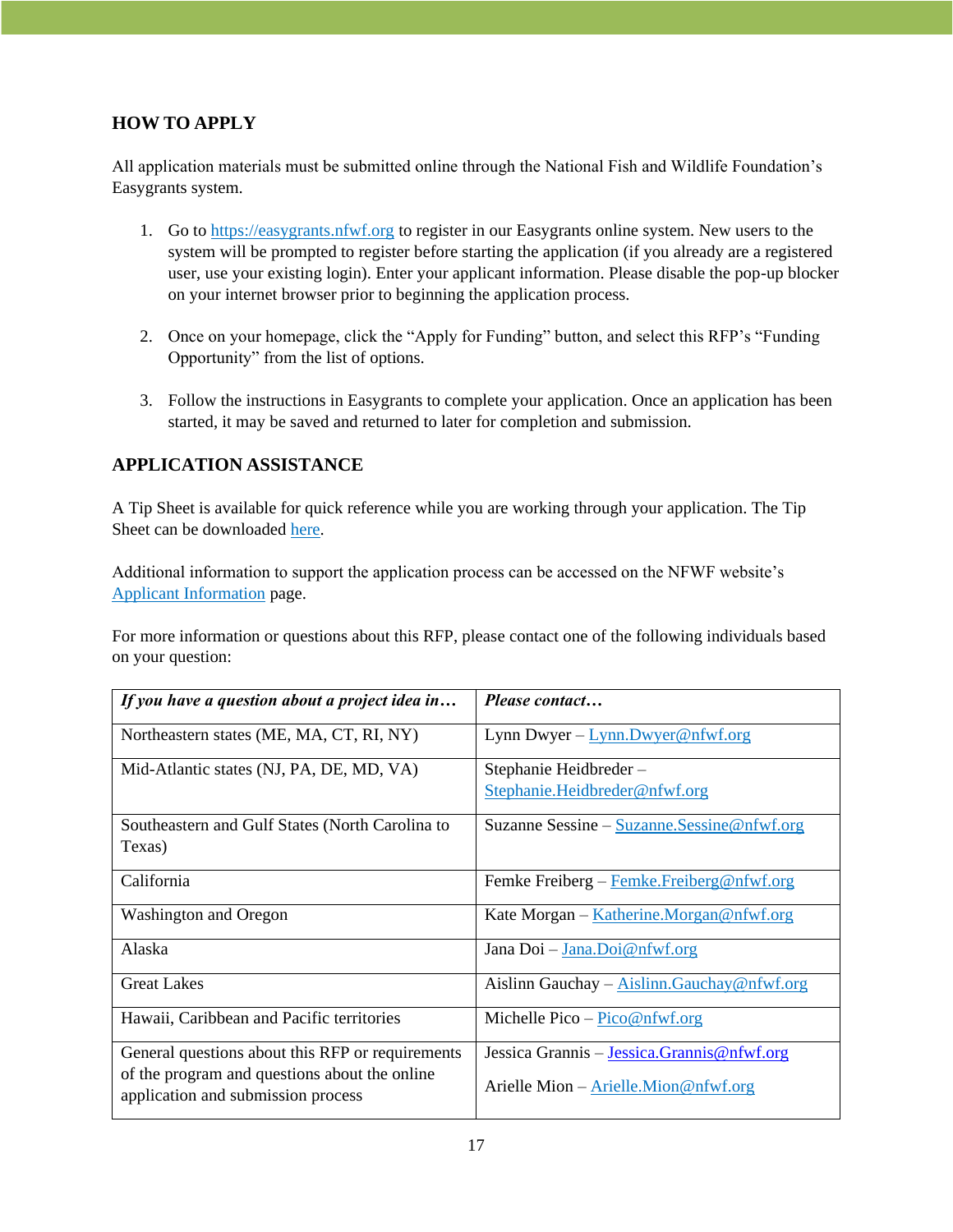## HOW TO APPLY

All application materials must be submitted online through the National Fish and Wildlife Foundation's Easygrants system.

1. Go to https://easygrants.nfwf.org to register in our Easygrants online system. New users to the system will be prompted to register before starting the application (if you already are a registered user, use your existing login). Enter your applicant information. Please disable the pop-up blocker on your internet browser prior to beginning the application process.

2. Once on your homepage, click the "Apply for Funding" button, and select this RFP's "Funding Opportunity" from the list of options.

3. Follow the instructions in Easygrants to complete your application. Once an application has been started, it may be saved and returned to later for completion and submission.

## APPLICATION ASSISTANCE

A Tip Sheet is available for quick reference while you are working through your application. The Tip Sheet can be downloaded here.

Additional information to support the application process can be accessed on the NFWF website's Applicant Information page.

For more information or questions about this RFP, please contact one of the following individuals based on your question:

| ***If you have a question about a project idea in…*** | ***Please contact…*** |
|---|---|
| Northeastern states (ME, MA, CT, RI, NY) | Lynn Dwyer – Lynn.Dwyer@nfwf.org |
| Mid-Atlantic states (NJ, PA, DE, MD, VA) | Stephanie Heidbreder – Stephanie.Heidbreder@nfwf.org |
| Southeastern and Gulf States (North Carolina to Texas) | Suzanne Sessine – Suzanne.Sessine@nfwf.org |
| California | Femke Freiberg – Femke.Freiberg@nfwf.org |
| Washington and Oregon | Kate Morgan – Katherine.Morgan@nfwf.org |
| Alaska | Jana Doi – Jana.Doi@nfwf.org |
| Great Lakes | Aislinn Gauchay – Aislinn.Gauchay@nfwf.org |
| Hawaii, Caribbean and Pacific territories | Michelle Pico – Pico@nfwf.org |
| General questions about this RFP or requirements of the program and questions about the online application and submission process | Jessica Grannis – Jessica.Grannis@nfwf.org<br><br>Arielle Mion – Arielle.Mion@nfwf.org |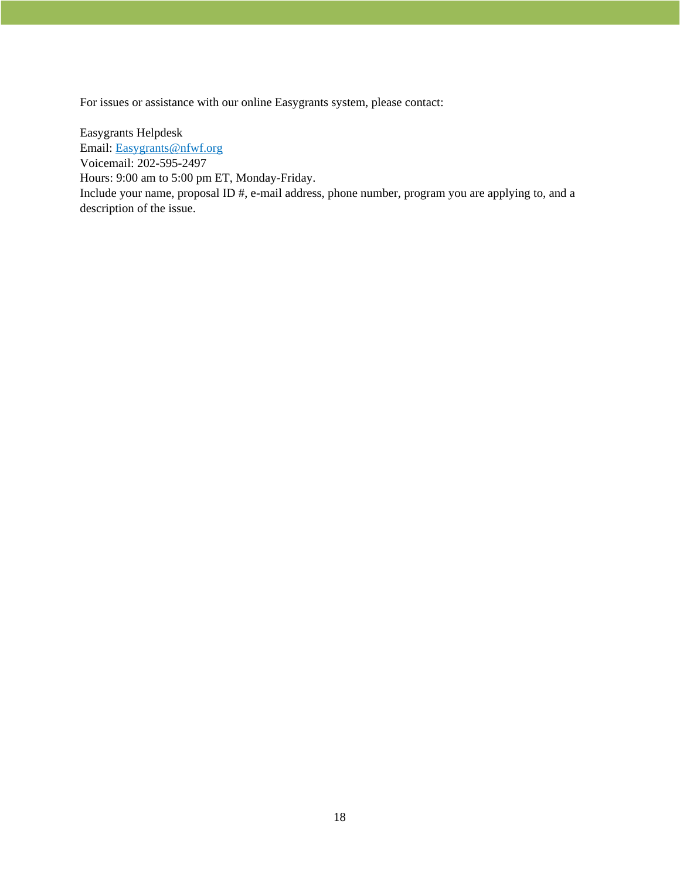For issues or assistance with our online Easygrants system, please contact:

Easygrants Helpdesk  
Email: [Easygrants@nfwf.org](mailto:Easygrants@nfwf.org)  
Voicemail: 202-595-2497  
Hours: 9:00 am to 5:00 pm ET, Monday-Friday.  
Include your name, proposal ID #, e-mail address, phone number, program you are applying to, and a description of the issue.